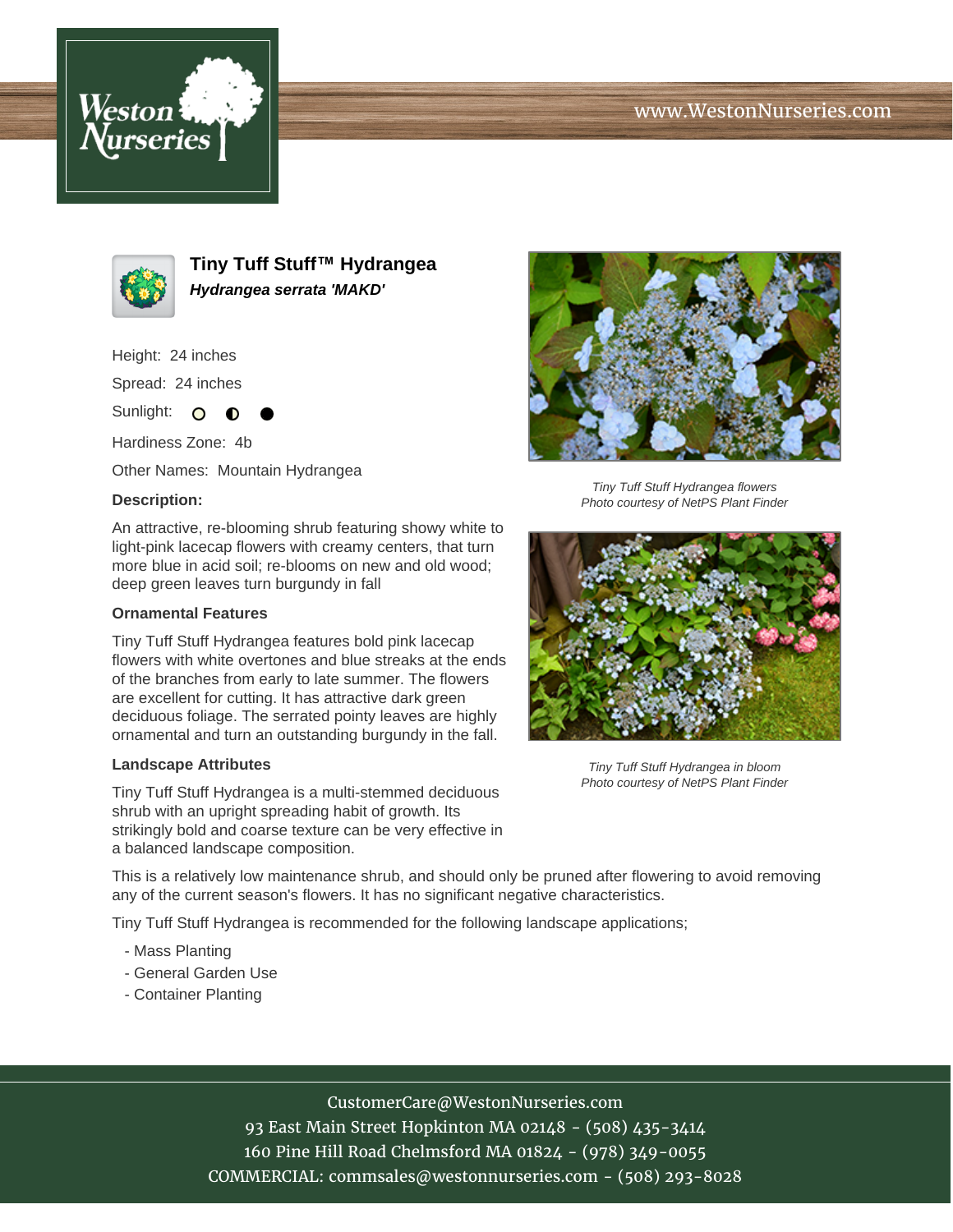# Tiny Tuff Stuff™ Hydrangea

***Hydrangea serrata 'MAKD'***

Height: 24 inches

Spread: 24 inches

Sunlight: ○ ◐ ●

Hardiness Zone: 4b

Other Names: Mountain Hydrangea

**Description:**

An attractive, re-blooming shrub featuring showy white to light-pink lacecap flowers with creamy centers, that turn more blue in acid soil; re-blooms on new and old wood; deep green leaves turn burgundy in fall

*Tiny Tuff Stuff Hydrangea flowers*
*Photo courtesy of NetPS Plant Finder*

*Tiny Tuff Stuff Hydrangea in bloom*
*Photo courtesy of NetPS Plant Finder*

### Ornamental Features

Tiny Tuff Stuff Hydrangea features bold pink lacecap flowers with white overtones and blue streaks at the ends of the branches from early to late summer. The flowers are excellent for cutting. It has attractive dark green deciduous foliage. The serrated pointy leaves are highly ornamental and turn an outstanding burgundy in the fall.

### Landscape Attributes

Tiny Tuff Stuff Hydrangea is a multi-stemmed deciduous shrub with an upright spreading habit of growth. Its strikingly bold and coarse texture can be very effective in a balanced landscape composition.

This is a relatively low maintenance shrub, and should only be pruned after flowering to avoid removing any of the current season's flowers. It has no significant negative characteristics.

Tiny Tuff Stuff Hydrangea is recommended for the following landscape applications;

- Mass Planting
- General Garden Use
- Container Planting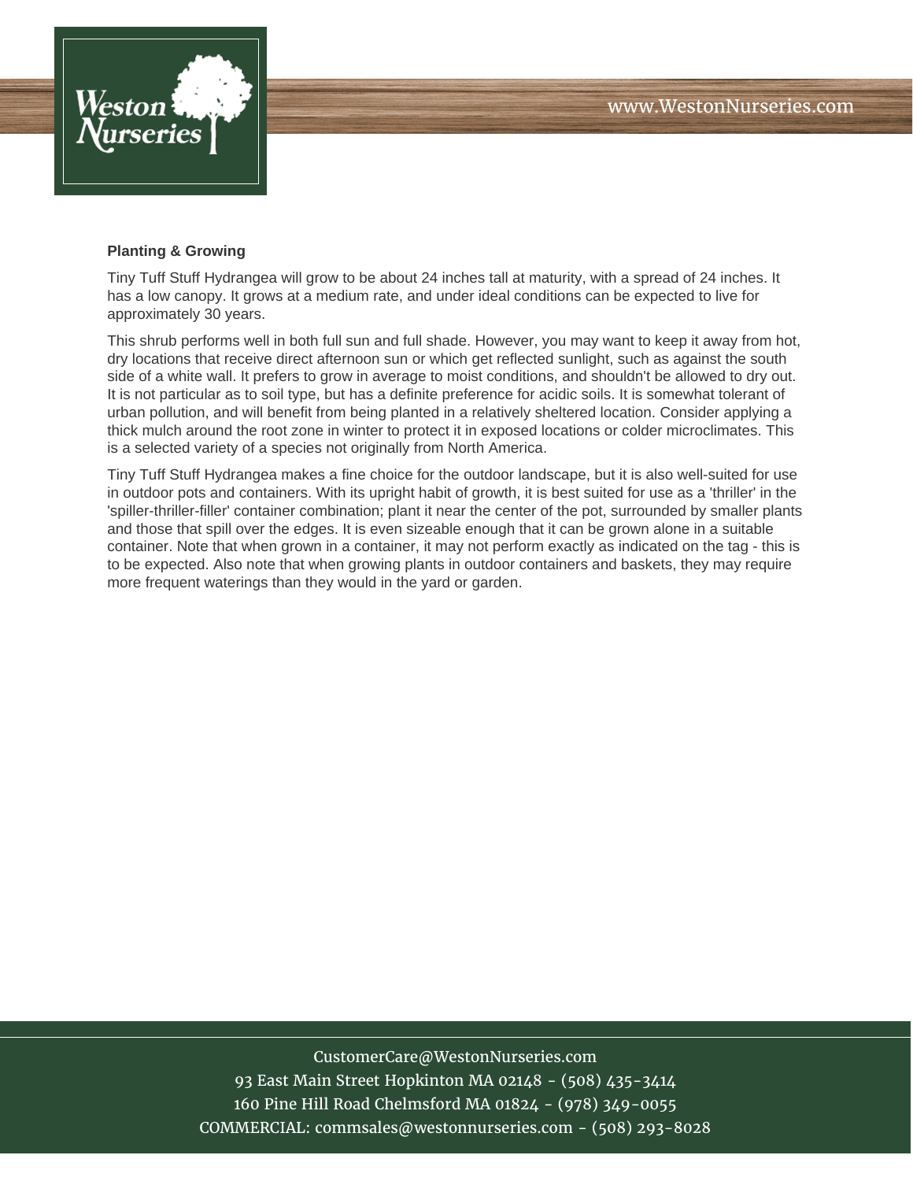**Planting & Growing**

Tiny Tuff Stuff Hydrangea will grow to be about 24 inches tall at maturity, with a spread of 24 inches. It has a low canopy. It grows at a medium rate, and under ideal conditions can be expected to live for approximately 30 years.

This shrub performs well in both full sun and full shade. However, you may want to keep it away from hot, dry locations that receive direct afternoon sun or which get reflected sunlight, such as against the south side of a white wall. It prefers to grow in average to moist conditions, and shouldn't be allowed to dry out. It is not particular as to soil type, but has a definite preference for acidic soils. It is somewhat tolerant of urban pollution, and will benefit from being planted in a relatively sheltered location. Consider applying a thick mulch around the root zone in winter to protect it in exposed locations or colder microclimates. This is a selected variety of a species not originally from North America.

Tiny Tuff Stuff Hydrangea makes a fine choice for the outdoor landscape, but it is also well-suited for use in outdoor pots and containers. With its upright habit of growth, it is best suited for use as a 'thriller' in the 'spiller-thriller-filler' container combination; plant it near the center of the pot, surrounded by smaller plants and those that spill over the edges. It is even sizeable enough that it can be grown alone in a suitable container. Note that when grown in a container, it may not perform exactly as indicated on the tag - this is to be expected. Also note that when growing plants in outdoor containers and baskets, they may require more frequent waterings than they would in the yard or garden.